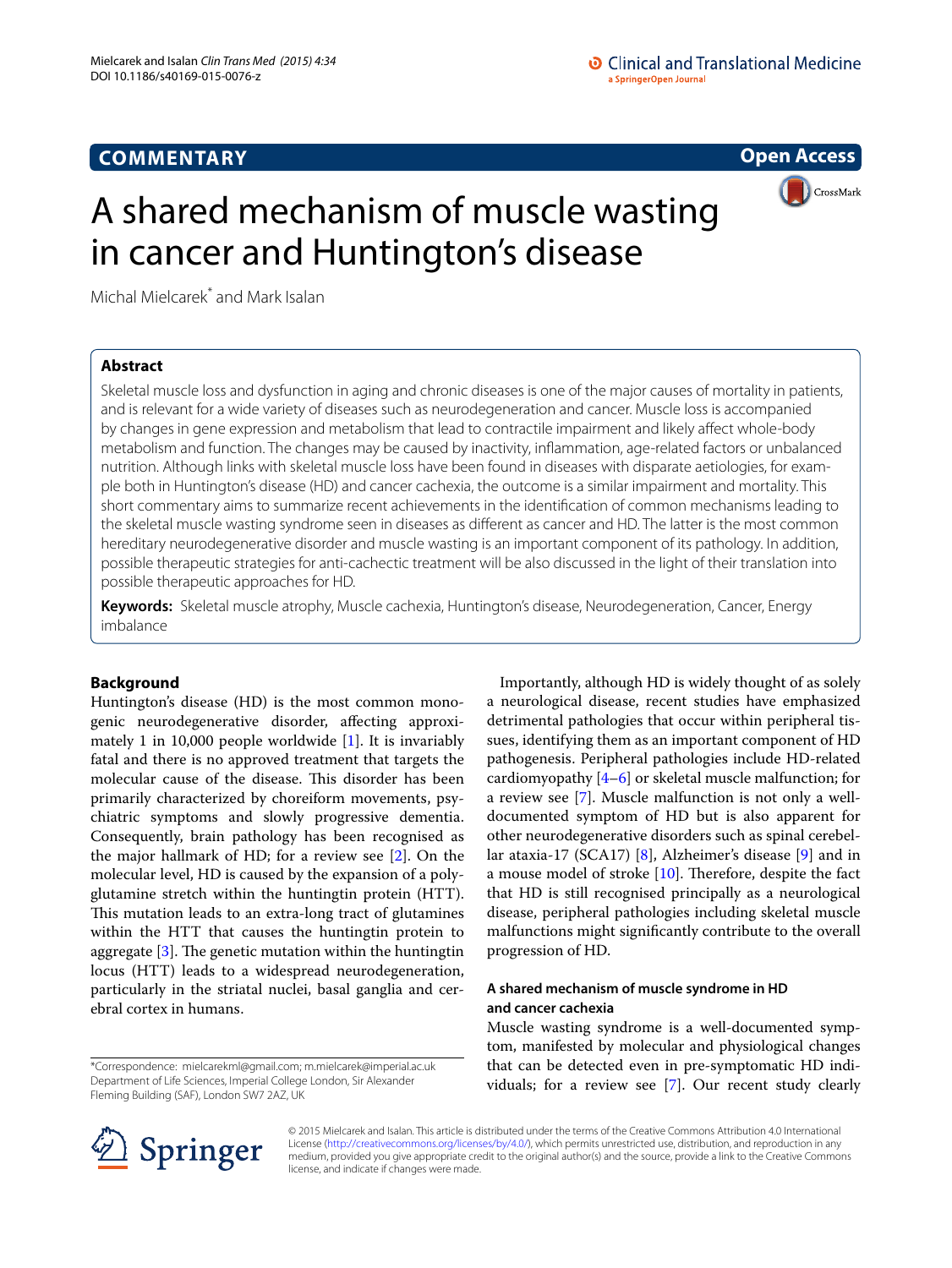COMMENTARY

Open Access

# A shared mechanism of muscle wasting in cancer and Huntington's disease

Michal Mielcarek* and Mark Isalan

## Abstract

Skeletal muscle loss and dysfunction in aging and chronic diseases is one of the major causes of mortality in patients, and is relevant for a wide variety of diseases such as neurodegeneration and cancer. Muscle loss is accompanied by changes in gene expression and metabolism that lead to contractile impairment and likely affect whole-body metabolism and function. The changes may be caused by inactivity, inflammation, age-related factors or unbalanced nutrition. Although links with skeletal muscle loss have been found in diseases with disparate aetiologies, for example both in Huntington's disease (HD) and cancer cachexia, the outcome is a similar impairment and mortality. This short commentary aims to summarize recent achievements in the identification of common mechanisms leading to the skeletal muscle wasting syndrome seen in diseases as different as cancer and HD. The latter is the most common hereditary neurodegenerative disorder and muscle wasting is an important component of its pathology. In addition, possible therapeutic strategies for anti-cachectic treatment will be also discussed in the light of their translation into possible therapeutic approaches for HD.

**Keywords:** Skeletal muscle atrophy, Muscle cachexia, Huntington's disease, Neurodegeneration, Cancer, Energy imbalance

## Background

Huntington's disease (HD) is the most common monogenic neurodegenerative disorder, affecting approximately 1 in 10,000 people worldwide [1]. It is invariably fatal and there is no approved treatment that targets the molecular cause of the disease. This disorder has been primarily characterized by choreiform movements, psychiatric symptoms and slowly progressive dementia. Consequently, brain pathology has been recognised as the major hallmark of HD; for a review see [2]. On the molecular level, HD is caused by the expansion of a polyglutamine stretch within the huntingtin protein (HTT). This mutation leads to an extra-long tract of glutamines within the HTT that causes the huntingtin protein to aggregate [3]. The genetic mutation within the huntingtin locus (HTT) leads to a widespread neurodegeneration, particularly in the striatal nuclei, basal ganglia and cerebral cortex in humans.

Importantly, although HD is widely thought of as solely a neurological disease, recent studies have emphasized detrimental pathologies that occur within peripheral tissues, identifying them as an important component of HD pathogenesis. Peripheral pathologies include HD-related cardiomyopathy [4–6] or skeletal muscle malfunction; for a review see [7]. Muscle malfunction is not only a well-documented symptom of HD but is also apparent for other neurodegenerative disorders such as spinal cerebellar ataxia-17 (SCA17) [8], Alzheimer's disease [9] and in a mouse model of stroke [10]. Therefore, despite the fact that HD is still recognised principally as a neurological disease, peripheral pathologies including skeletal muscle malfunctions might significantly contribute to the overall progression of HD.

### A shared mechanism of muscle syndrome in HD and cancer cachexia

Muscle wasting syndrome is a well-documented symptom, manifested by molecular and physiological changes that can be detected even in pre-symptomatic HD individuals; for a review see [7]. Our recent study clearly

*Correspondence: mielcarekml@gmail.com; m.mielcarek@imperial.ac.uk
Department of Life Sciences, Imperial College London, Sir Alexander Fleming Building (SAF), London SW7 2AZ, UK

© 2015 Mielcarek and Isalan. This article is distributed under the terms of the Creative Commons Attribution 4.0 International License (http://creativecommons.org/licenses/by/4.0/), which permits unrestricted use, distribution, and reproduction in any medium, provided you give appropriate credit to the original author(s) and the source, provide a link to the Creative Commons license, and indicate if changes were made.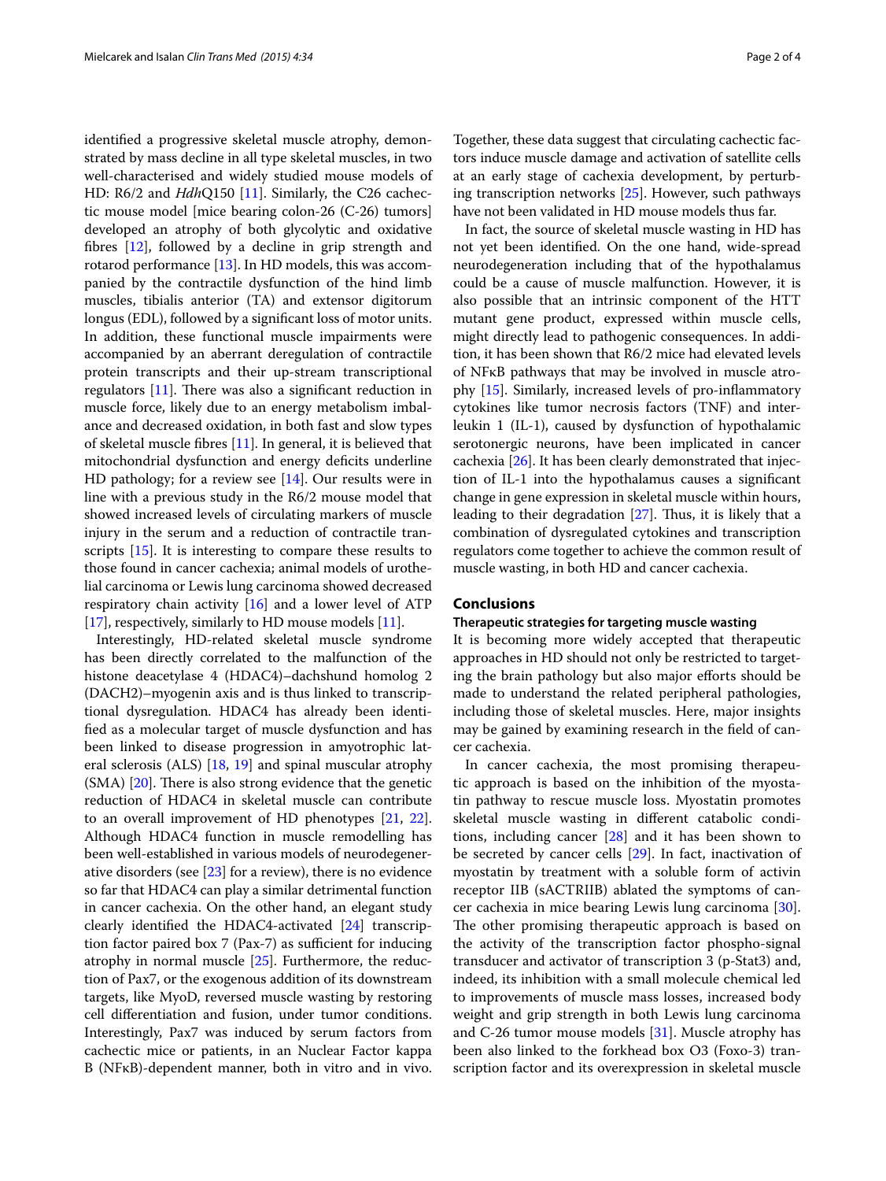identified a progressive skeletal muscle atrophy, demonstrated by mass decline in all type skeletal muscles, in two well-characterised and widely studied mouse models of HD: R6/2 and *Hdh*Q150 [11]. Similarly, the C26 cachectic mouse model [mice bearing colon-26 (C-26) tumors] developed an atrophy of both glycolytic and oxidative fibres [12], followed by a decline in grip strength and rotarod performance [13]. In HD models, this was accompanied by the contractile dysfunction of the hind limb muscles, tibialis anterior (TA) and extensor digitorum longus (EDL), followed by a significant loss of motor units. In addition, these functional muscle impairments were accompanied by an aberrant deregulation of contractile protein transcripts and their up-stream transcriptional regulators [11]. There was also a significant reduction in muscle force, likely due to an energy metabolism imbalance and decreased oxidation, in both fast and slow types of skeletal muscle fibres [11]. In general, it is believed that mitochondrial dysfunction and energy deficits underline HD pathology; for a review see [14]. Our results were in line with a previous study in the R6/2 mouse model that showed increased levels of circulating markers of muscle injury in the serum and a reduction of contractile transcripts [15]. It is interesting to compare these results to those found in cancer cachexia; animal models of urothelial carcinoma or Lewis lung carcinoma showed decreased respiratory chain activity [16] and a lower level of ATP [17], respectively, similarly to HD mouse models [11].

Interestingly, HD-related skeletal muscle syndrome has been directly correlated to the malfunction of the histone deacetylase 4 (HDAC4)–dachshund homolog 2 (DACH2)–myogenin axis and is thus linked to transcriptional dysregulation. HDAC4 has already been identified as a molecular target of muscle dysfunction and has been linked to disease progression in amyotrophic lateral sclerosis (ALS) [18, 19] and spinal muscular atrophy (SMA) [20]. There is also strong evidence that the genetic reduction of HDAC4 in skeletal muscle can contribute to an overall improvement of HD phenotypes [21, 22]. Although HDAC4 function in muscle remodelling has been well-established in various models of neurodegenerative disorders (see [23] for a review), there is no evidence so far that HDAC4 can play a similar detrimental function in cancer cachexia. On the other hand, an elegant study clearly identified the HDAC4-activated [24] transcription factor paired box 7 (Pax-7) as sufficient for inducing atrophy in normal muscle [25]. Furthermore, the reduction of Pax7, or the exogenous addition of its downstream targets, like MyoD, reversed muscle wasting by restoring cell differentiation and fusion, under tumor conditions. Interestingly, Pax7 was induced by serum factors from cachectic mice or patients, in an Nuclear Factor kappa B (NFκB)-dependent manner, both in vitro and in vivo. Together, these data suggest that circulating cachectic factors induce muscle damage and activation of satellite cells at an early stage of cachexia development, by perturbing transcription networks [25]. However, such pathways have not been validated in HD mouse models thus far.

In fact, the source of skeletal muscle wasting in HD has not yet been identified. On the one hand, wide-spread neurodegeneration including that of the hypothalamus could be a cause of muscle malfunction. However, it is also possible that an intrinsic component of the HTT mutant gene product, expressed within muscle cells, might directly lead to pathogenic consequences. In addition, it has been shown that R6/2 mice had elevated levels of NFκB pathways that may be involved in muscle atrophy [15]. Similarly, increased levels of pro-inflammatory cytokines like tumor necrosis factors (TNF) and interleukin 1 (IL-1), caused by dysfunction of hypothalamic serotonergic neurons, have been implicated in cancer cachexia [26]. It has been clearly demonstrated that injection of IL-1 into the hypothalamus causes a significant change in gene expression in skeletal muscle within hours, leading to their degradation [27]. Thus, it is likely that a combination of dysregulated cytokines and transcription regulators come together to achieve the common result of muscle wasting, in both HD and cancer cachexia.

## Conclusions

### Therapeutic strategies for targeting muscle wasting

It is becoming more widely accepted that therapeutic approaches in HD should not only be restricted to targeting the brain pathology but also major efforts should be made to understand the related peripheral pathologies, including those of skeletal muscles. Here, major insights may be gained by examining research in the field of cancer cachexia.

In cancer cachexia, the most promising therapeutic approach is based on the inhibition of the myostatin pathway to rescue muscle loss. Myostatin promotes skeletal muscle wasting in different catabolic conditions, including cancer [28] and it has been shown to be secreted by cancer cells [29]. In fact, inactivation of myostatin by treatment with a soluble form of activin receptor IIB (sACTRIIB) ablated the symptoms of cancer cachexia in mice bearing Lewis lung carcinoma [30]. The other promising therapeutic approach is based on the activity of the transcription factor phospho-signal transducer and activator of transcription 3 (p-Stat3) and, indeed, its inhibition with a small molecule chemical led to improvements of muscle mass losses, increased body weight and grip strength in both Lewis lung carcinoma and C-26 tumor mouse models [31]. Muscle atrophy has been also linked to the forkhead box O3 (Foxo-3) transcription factor and its overexpression in skeletal muscle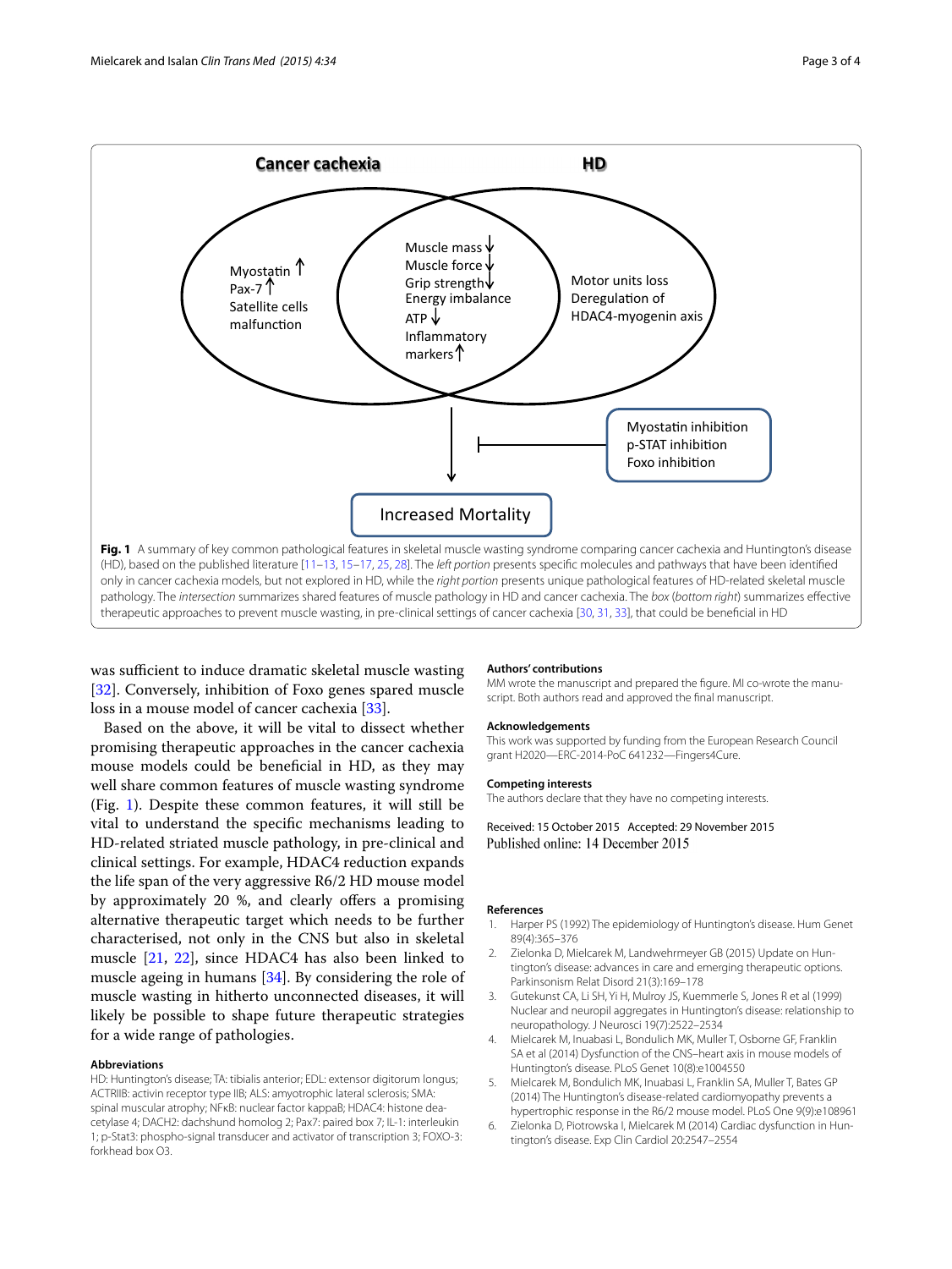**Fig. 1** A summary of key common pathological features in skeletal muscle wasting syndrome comparing cancer cachexia and Huntington's disease (HD), based on the published literature [11–13, 15–17, 25, 28]. The *left portion* presents specific molecules and pathways that have been identified only in cancer cachexia models, but not explored in HD, while the *right portion* presents unique pathological features of HD-related skeletal muscle pathology. The *intersection* summarizes shared features of muscle pathology in HD and cancer cachexia. The *box* (*bottom right*) summarizes effective therapeutic approaches to prevent muscle wasting, in pre-clinical settings of cancer cachexia [30, 31, 33], that could be beneficial in HD

was sufficient to induce dramatic skeletal muscle wasting [32]. Conversely, inhibition of Foxo genes spared muscle loss in a mouse model of cancer cachexia [33].

Based on the above, it will be vital to dissect whether promising therapeutic approaches in the cancer cachexia mouse models could be beneficial in HD, as they may well share common features of muscle wasting syndrome (Fig. 1). Despite these common features, it will still be vital to understand the specific mechanisms leading to HD-related striated muscle pathology, in pre-clinical and clinical settings. For example, HDAC4 reduction expands the life span of the very aggressive R6/2 HD mouse model by approximately 20 %, and clearly offers a promising alternative therapeutic target which needs to be further characterised, not only in the CNS but also in skeletal muscle [21, 22], since HDAC4 has also been linked to muscle ageing in humans [34]. By considering the role of muscle wasting in hitherto unconnected diseases, it will likely be possible to shape future therapeutic strategies for a wide range of pathologies.

#### Abbreviations

HD: Huntington's disease; TA: tibialis anterior; EDL: extensor digitorum longus; ACTRIIB: activin receptor type IIB; ALS: amyotrophic lateral sclerosis; SMA: spinal muscular atrophy; NFκB: nuclear factor kappaB; HDAC4: histone deacetylase 4; DACH2: dachshund homolog 2; Pax7: paired box 7; IL-1: interleukin 1; p-Stat3: phospho-signal transducer and activator of transcription 3; FOXO-3: forkhead box O3.

#### Authors' contributions

MM wrote the manuscript and prepared the figure. MI co-wrote the manuscript. Both authors read and approved the final manuscript.

#### Acknowledgements

This work was supported by funding from the European Research Council grant H2020—ERC-2014-PoC 641232—Fingers4Cure.

#### Competing interests

The authors declare that they have no competing interests.

Received: 15 October 2015 Accepted: 29 November 2015
Published online: 14 December 2015

#### References

1. Harper PS (1992) The epidemiology of Huntington's disease. Hum Genet 89(4):365–376
2. Zielonka D, Mielcarek M, Landwehrmeyer GB (2015) Update on Huntington's disease: advances in care and emerging therapeutic options. Parkinsonism Relat Disord 21(3):169–178
3. Gutekunst CA, Li SH, Yi H, Mulroy JS, Kuemmerle S, Jones R et al (1999) Nuclear and neuropil aggregates in Huntington's disease: relationship to neuropathology. J Neurosci 19(7):2522–2534
4. Mielcarek M, Inuabasi L, Bondulich MK, Muller T, Osborne GF, Franklin SA et al (2014) Dysfunction of the CNS–heart axis in mouse models of Huntington's disease. PLoS Genet 10(8):e1004550
5. Mielcarek M, Bondulich MK, Inuabasi L, Franklin SA, Muller T, Bates GP (2014) The Huntington's disease-related cardiomyopathy prevents a hypertrophic response in the R6/2 mouse model. PLoS One 9(9):e108961
6. Zielonka D, Piotrowska I, Mielcarek M (2014) Cardiac dysfunction in Huntington's disease. Exp Clin Cardiol 20:2547–2554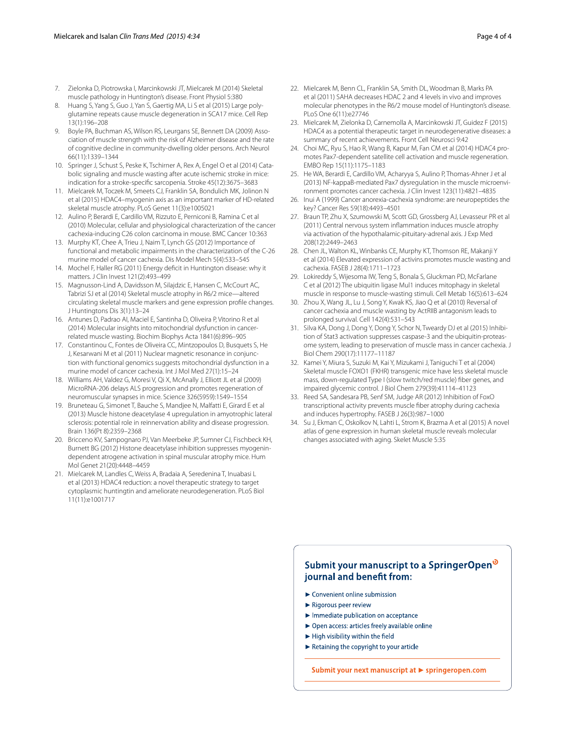7. Zielonka D, Piotrowska I, Marcinkowski JT, Mielcarek M (2014) Skeletal muscle pathology in Huntington's disease. Front Physiol 5:380
8. Huang S, Yang S, Guo J, Yan S, Gaertig MA, Li S et al (2015) Large polyglutamine repeats cause muscle degeneration in SCA17 mice. Cell Rep 13(1):196–208
9. Boyle PA, Buchman AS, Wilson RS, Leurgans SE, Bennett DA (2009) Association of muscle strength with the risk of Alzheimer disease and the rate of cognitive decline in community-dwelling older persons. Arch Neurol 66(11):1339–1344
10. Springer J, Schust S, Peske K, Tschirner A, Rex A, Engel O et al (2014) Catabolic signaling and muscle wasting after acute ischemic stroke in mice: indication for a stroke-specific sarcopenia. Stroke 45(12):3675–3683
11. Mielcarek M, Toczek M, Smeets CJ, Franklin SA, Bondulich MK, Jolinon N et al (2015) HDAC4–myogenin axis as an important marker of HD-related skeletal muscle atrophy. PLoS Genet 11(3):e1005021
12. Aulino P, Berardi E, Cardillo VM, Rizzuto E, Perniconi B, Ramina C et al (2010) Molecular, cellular and physiological characterization of the cancer cachexia-inducing C26 colon carcinoma in mouse. BMC Cancer 10:363
13. Murphy KT, Chee A, Trieu J, Naim T, Lynch GS (2012) Importance of functional and metabolic impairments in the characterization of the C-26 murine model of cancer cachexia. Dis Model Mech 5(4):533–545
14. Mochel F, Haller RG (2011) Energy deficit in Huntington disease: why it matters. J Clin Invest 121(2):493–499
15. Magnusson-Lind A, Davidsson M, Silajdzic E, Hansen C, McCourt AC, Tabrizi SJ et al (2014) Skeletal muscle atrophy in R6/2 mice—altered circulating skeletal muscle markers and gene expression profile changes. J Huntingtons Dis 3(1):13–24
16. Antunes D, Padrao AI, Maciel E, Santinha D, Oliveira P, Vitorino R et al (2014) Molecular insights into mitochondrial dysfunction in cancer-related muscle wasting. Biochim Biophys Acta 1841(6):896–905
17. Constantinou C, Fontes de Oliveira CC, Mintzopoulos D, Busquets S, He J, Kesarwani M et al (2011) Nuclear magnetic resonance in conjunction with functional genomics suggests mitochondrial dysfunction in a murine model of cancer cachexia. Int J Mol Med 27(1):15–24
18. Williams AH, Valdez G, Moresi V, Qi X, McAnally J, Elliott JL et al (2009) MicroRNA-206 delays ALS progression and promotes regeneration of neuromuscular synapses in mice. Science 326(5959):1549–1554
19. Bruneteau G, Simonet T, Bauche S, Mandjee N, Malfatti E, Girard E et al (2013) Muscle histone deacetylase 4 upregulation in amyotrophic lateral sclerosis: potential role in reinnervation ability and disease progression. Brain 136(Pt 8):2359–2368
20. Bricceno KV, Sampognaro PJ, Van Meerbeke JP, Sumner CJ, Fischbeck KH, Burnett BG (2012) Histone deacetylase inhibition suppresses myogenin-dependent atrogene activation in spinal muscular atrophy mice. Hum Mol Genet 21(20):4448–4459
21. Mielcarek M, Landles C, Weiss A, Bradaia A, Seredenina T, Inuabasi L et al (2013) HDAC4 reduction: a novel therapeutic strategy to target cytoplasmic huntingtin and ameliorate neurodegeneration. PLoS Biol 11(11):e1001717
22. Mielcarek M, Benn CL, Franklin SA, Smith DL, Woodman B, Marks PA et al (2011) SAHA decreases HDAC 2 and 4 levels in vivo and improves molecular phenotypes in the R6/2 mouse model of Huntington's disease. PLoS One 6(11):e27746
23. Mielcarek M, Zielonka D, Carnemolla A, Marcinkowski JT, Guidez F (2015) HDAC4 as a potential therapeutic target in neurodegenerative diseases: a summary of recent achievements. Front Cell Neurosci 9:42
24. Choi MC, Ryu S, Hao R, Wang B, Kapur M, Fan CM et al (2014) HDAC4 promotes Pax7-dependent satellite cell activation and muscle regeneration. EMBO Rep 15(11):1175–1183
25. He WA, Berardi E, Cardillo VM, Acharyya S, Aulino P, Thomas-Ahner J et al (2013) NF-kappaB-mediated Pax7 dysregulation in the muscle microenvironment promotes cancer cachexia. J Clin Invest 123(11):4821–4835
26. Inui A (1999) Cancer anorexia-cachexia syndrome: are neuropeptides the key? Cancer Res 59(18):4493–4501
27. Braun TP, Zhu X, Szumowski M, Scott GD, Grossberg AJ, Levasseur PR et al (2011) Central nervous system inflammation induces muscle atrophy via activation of the hypothalamic-pituitary-adrenal axis. J Exp Med 208(12):2449–2463
28. Chen JL, Walton KL, Winbanks CE, Murphy KT, Thomson RE, Makanji Y et al (2014) Elevated expression of activins promotes muscle wasting and cachexia. FASEB J 28(4):1711–1723
29. Lokireddy S, Wijesoma IW, Teng S, Bonala S, Gluckman PD, McFarlane C et al (2012) The ubiquitin ligase Mul1 induces mitophagy in skeletal muscle in response to muscle-wasting stimuli. Cell Metab 16(5):613–624
30. Zhou X, Wang JL, Lu J, Song Y, Kwak KS, Jiao Q et al (2010) Reversal of cancer cachexia and muscle wasting by ActRIIB antagonism leads to prolonged survival. Cell 142(4):531–543
31. Silva KA, Dong J, Dong Y, Dong Y, Schor N, Tweardy DJ et al (2015) Inhibition of Stat3 activation suppresses caspase-3 and the ubiquitin-proteasome system, leading to preservation of muscle mass in cancer cachexia. J Biol Chem 290(17):11177–11187
32. Kamei Y, Miura S, Suzuki M, Kai Y, Mizukami J, Taniguchi T et al (2004) Skeletal muscle FOXO1 (FKHR) transgenic mice have less skeletal muscle mass, down-regulated Type I (slow twitch/red muscle) fiber genes, and impaired glycemic control. J Biol Chem 279(39):41114–41123
33. Reed SA, Sandesara PB, Senf SM, Judge AR (2012) Inhibition of FoxO transcriptional activity prevents muscle fiber atrophy during cachexia and induces hypertrophy. FASEB J 26(3):987–1000
34. Su J, Ekman C, Oskolkov N, Lahti L, Strom K, Brazma A et al (2015) A novel atlas of gene expression in human skeletal muscle reveals molecular changes associated with aging. Skelet Muscle 5:35

**Submit your manuscript to a SpringerOpen journal and benefit from:**

- ► Convenient online submission
- ► Rigorous peer review
- ► Immediate publication on acceptance
- ► Open access: articles freely available online
- ► High visibility within the field
- ► Retaining the copyright to your article

**Submit your next manuscript at ► springeropen.com**